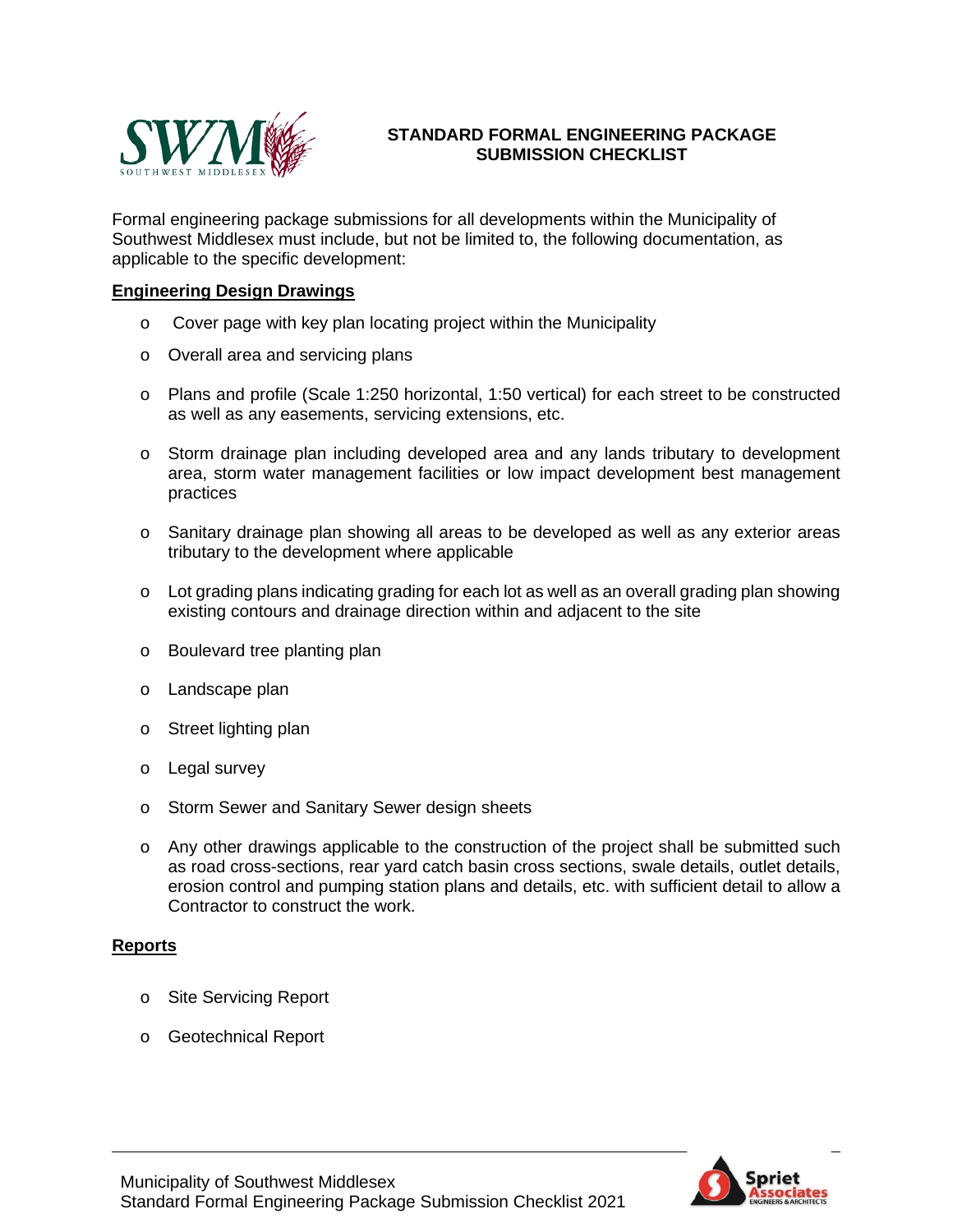# STANDARD FORMAL ENGINEERING PACKAGE SUBMISSION CHECKLIST

Formal engineering package submissions for all developments within the Municipality of Southwest Middlesex must include, but not be limited to, the following documentation, as applicable to the specific development:

## Engineering Design Drawings

- Cover page with key plan locating project within the Municipality
- Overall area and servicing plans
- Plans and profile (Scale 1:250 horizontal, 1:50 vertical) for each street to be constructed as well as any easements, servicing extensions, etc.
- Storm drainage plan including developed area and any lands tributary to development area, storm water management facilities or low impact development best management practices
- Sanitary drainage plan showing all areas to be developed as well as any exterior areas tributary to the development where applicable
- Lot grading plans indicating grading for each lot as well as an overall grading plan showing existing contours and drainage direction within and adjacent to the site
- Boulevard tree planting plan
- Landscape plan
- Street lighting plan
- Legal survey
- Storm Sewer and Sanitary Sewer design sheets
- Any other drawings applicable to the construction of the project shall be submitted such as road cross-sections, rear yard catch basin cross sections, swale details, outlet details, erosion control and pumping station plans and details, etc. with sufficient detail to allow a Contractor to construct the work.

## Reports

- Site Servicing Report
- Geotechnical Report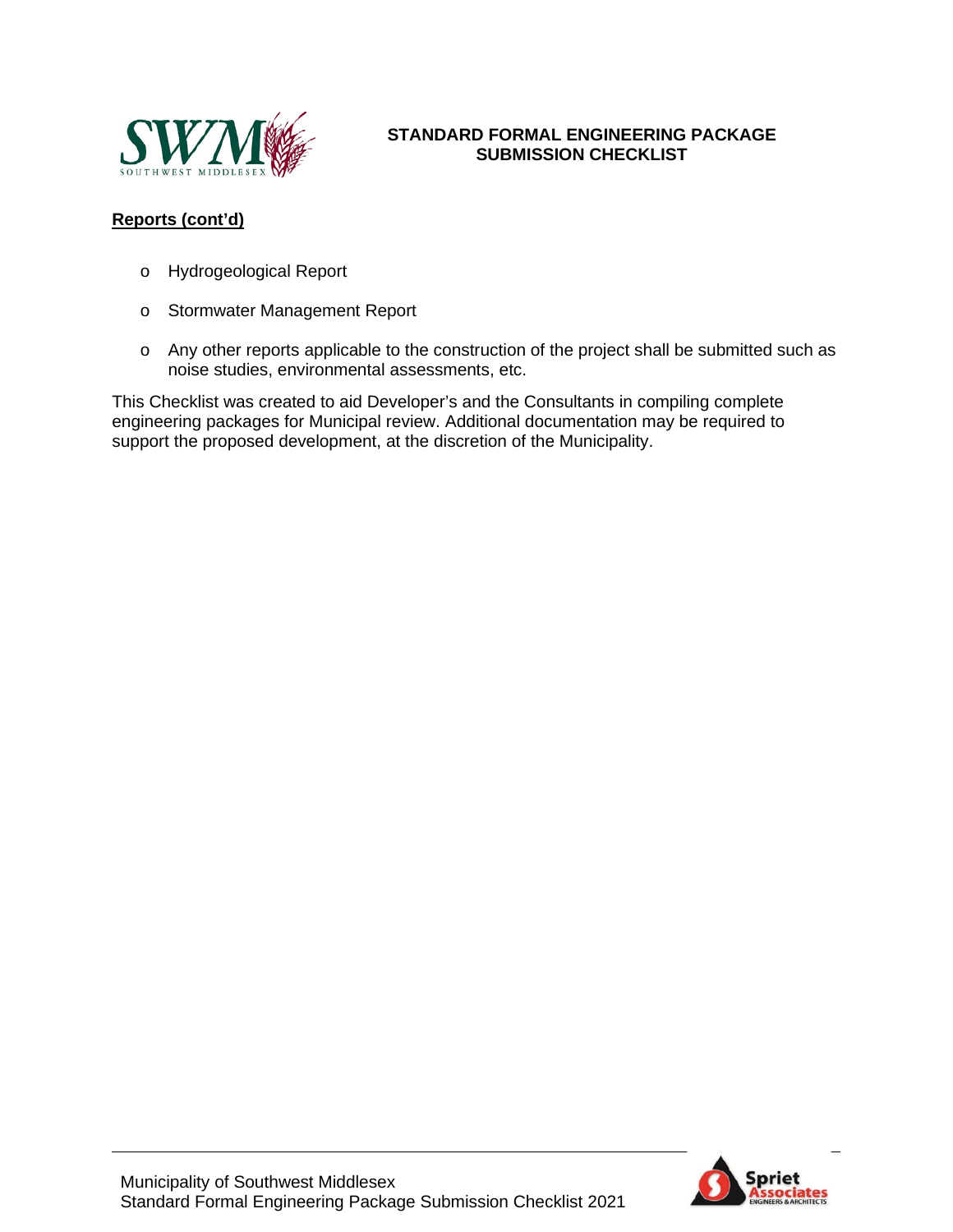**Reports (cont'd)**

- Hydrogeological Report
- Stormwater Management Report
- Any other reports applicable to the construction of the project shall be submitted such as noise studies, environmental assessments, etc.

This Checklist was created to aid Developer's and the Consultants in compiling complete engineering packages for Municipal review. Additional documentation may be required to support the proposed development, at the discretion of the Municipality.